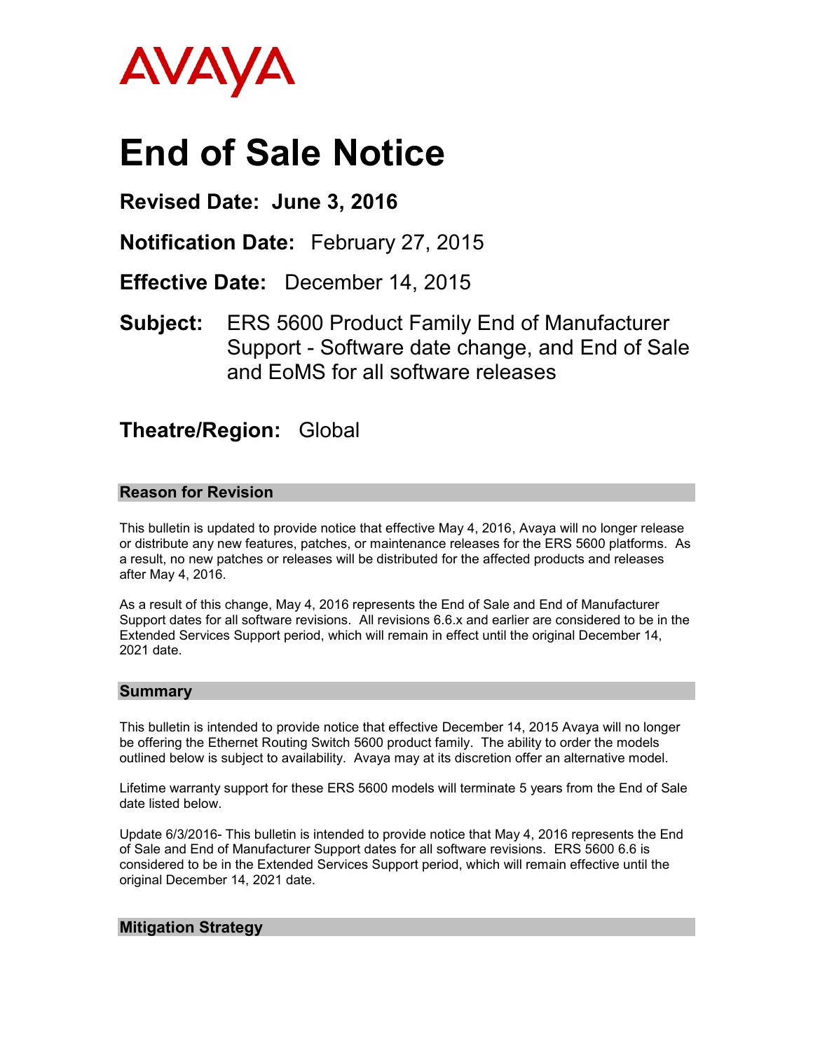AVAYA

# End of Sale Notice

**Revised Date: June 3, 2016**

**Notification Date:** February 27, 2015

**Effective Date:** December 14, 2015

**Subject:** ERS 5600 Product Family End of Manufacturer Support - Software date change, and End of Sale and EoMS for all software releases

**Theatre/Region:** Global

## Reason for Revision

This bulletin is updated to provide notice that effective May 4, 2016, Avaya will no longer release or distribute any new features, patches, or maintenance releases for the ERS 5600 platforms. As a result, no new patches or releases will be distributed for the affected products and releases after May 4, 2016.

As a result of this change, May 4, 2016 represents the End of Sale and End of Manufacturer Support dates for all software revisions. All revisions 6.6.x and earlier are considered to be in the Extended Services Support period, which will remain in effect until the original December 14, 2021 date.

## Summary

This bulletin is intended to provide notice that effective December 14, 2015 Avaya will no longer be offering the Ethernet Routing Switch 5600 product family. The ability to order the models outlined below is subject to availability. Avaya may at its discretion offer an alternative model.

Lifetime warranty support for these ERS 5600 models will terminate 5 years from the End of Sale date listed below.

Update 6/3/2016- This bulletin is intended to provide notice that May 4, 2016 represents the End of Sale and End of Manufacturer Support dates for all software revisions. ERS 5600 6.6 is considered to be in the Extended Services Support period, which will remain effective until the original December 14, 2021 date.

## Mitigation Strategy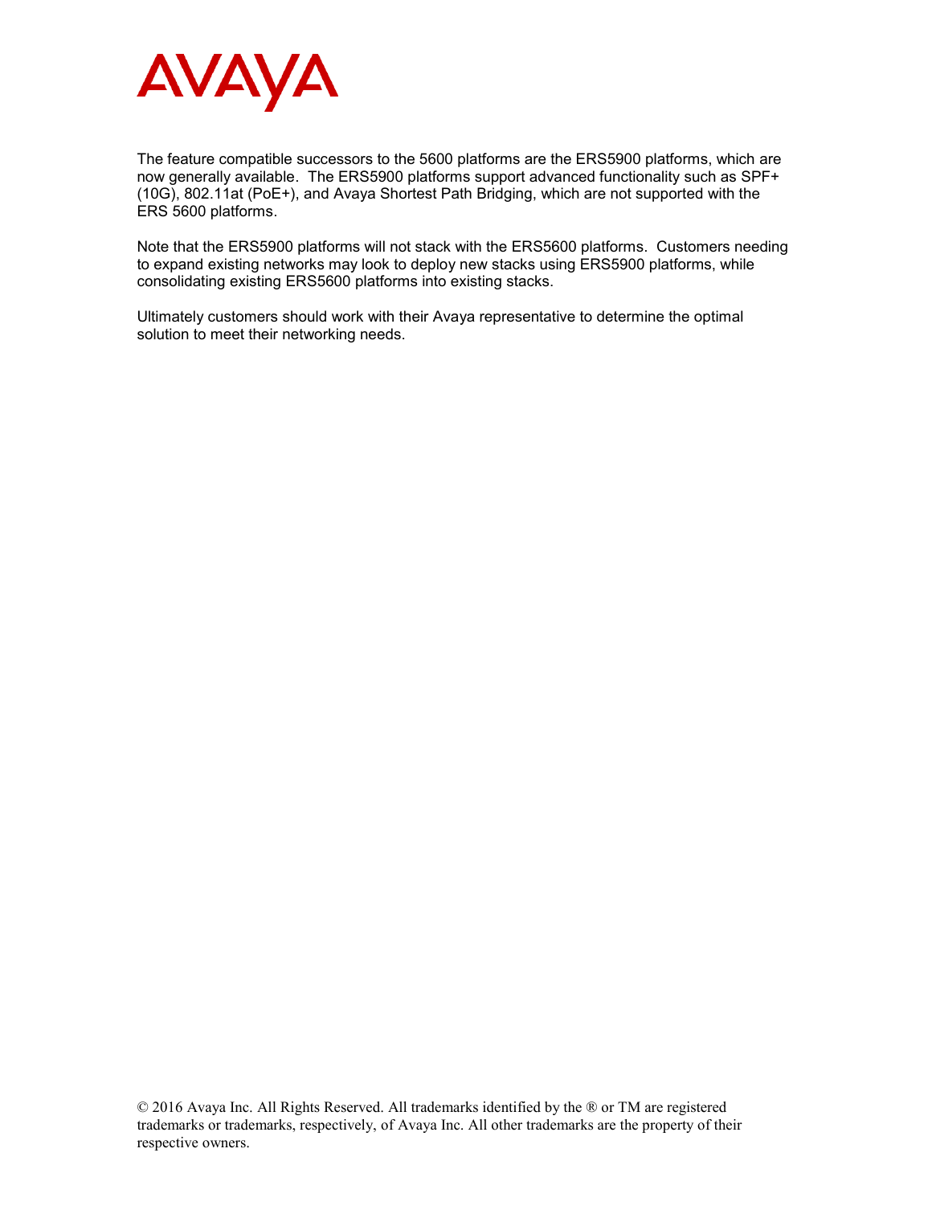The feature compatible successors to the 5600 platforms are the ERS5900 platforms, which are now generally available. The ERS5900 platforms support advanced functionality such as SPF+ (10G), 802.11at (PoE+), and Avaya Shortest Path Bridging, which are not supported with the ERS 5600 platforms.

Note that the ERS5900 platforms will not stack with the ERS5600 platforms. Customers needing to expand existing networks may look to deploy new stacks using ERS5900 platforms, while consolidating existing ERS5600 platforms into existing stacks.

Ultimately customers should work with their Avaya representative to determine the optimal solution to meet their networking needs.

© 2016 Avaya Inc. All Rights Reserved. All trademarks identified by the ® or TM are registered trademarks or trademarks, respectively, of Avaya Inc. All other trademarks are the property of their respective owners.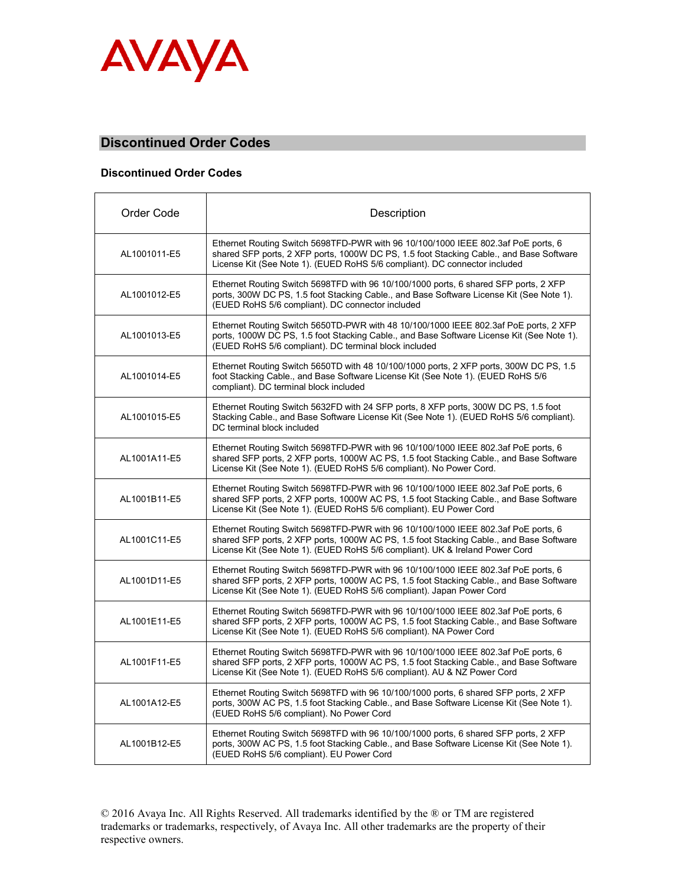## Discontinued Order Codes

### Discontinued Order Codes

| Order Code | Description |
|---|---|
| AL1001011-E5 | Ethernet Routing Switch 5698TFD-PWR with 96 10/100/1000 IEEE 802.3af PoE ports, 6 shared SFP ports, 2 XFP ports, 1000W DC PS, 1.5 foot Stacking Cable., and Base Software License Kit (See Note 1). (EUED RoHS 5/6 compliant). DC connector included |
| AL1001012-E5 | Ethernet Routing Switch 5698TFD with 96 10/100/1000 ports, 6 shared SFP ports, 2 XFP ports, 300W DC PS, 1.5 foot Stacking Cable., and Base Software License Kit (See Note 1). (EUED RoHS 5/6 compliant). DC connector included |
| AL1001013-E5 | Ethernet Routing Switch 5650TD-PWR with 48 10/100/1000 IEEE 802.3af PoE ports, 2 XFP ports, 1000W DC PS, 1.5 foot Stacking Cable., and Base Software License Kit (See Note 1). (EUED RoHS 5/6 compliant). DC terminal block included |
| AL1001014-E5 | Ethernet Routing Switch 5650TD with 48 10/100/1000 ports, 2 XFP ports, 300W DC PS, 1.5 foot Stacking Cable., and Base Software License Kit (See Note 1). (EUED RoHS 5/6 compliant). DC terminal block included |
| AL1001015-E5 | Ethernet Routing Switch 5632FD with 24 SFP ports, 8 XFP ports, 300W DC PS, 1.5 foot Stacking Cable., and Base Software License Kit (See Note 1). (EUED RoHS 5/6 compliant). DC terminal block included |
| AL1001A11-E5 | Ethernet Routing Switch 5698TFD-PWR with 96 10/100/1000 IEEE 802.3af PoE ports, 6 shared SFP ports, 2 XFP ports, 1000W AC PS, 1.5 foot Stacking Cable., and Base Software License Kit (See Note 1). (EUED RoHS 5/6 compliant). No Power Cord. |
| AL1001B11-E5 | Ethernet Routing Switch 5698TFD-PWR with 96 10/100/1000 IEEE 802.3af PoE ports, 6 shared SFP ports, 2 XFP ports, 1000W AC PS, 1.5 foot Stacking Cable., and Base Software License Kit (See Note 1). (EUED RoHS 5/6 compliant). EU Power Cord |
| AL1001C11-E5 | Ethernet Routing Switch 5698TFD-PWR with 96 10/100/1000 IEEE 802.3af PoE ports, 6 shared SFP ports, 2 XFP ports, 1000W AC PS, 1.5 foot Stacking Cable., and Base Software License Kit (See Note 1). (EUED RoHS 5/6 compliant). UK & Ireland Power Cord |
| AL1001D11-E5 | Ethernet Routing Switch 5698TFD-PWR with 96 10/100/1000 IEEE 802.3af PoE ports, 6 shared SFP ports, 2 XFP ports, 1000W AC PS, 1.5 foot Stacking Cable., and Base Software License Kit (See Note 1). (EUED RoHS 5/6 compliant). Japan Power Cord |
| AL1001E11-E5 | Ethernet Routing Switch 5698TFD-PWR with 96 10/100/1000 IEEE 802.3af PoE ports, 6 shared SFP ports, 2 XFP ports, 1000W AC PS, 1.5 foot Stacking Cable., and Base Software License Kit (See Note 1). (EUED RoHS 5/6 compliant). NA Power Cord |
| AL1001F11-E5 | Ethernet Routing Switch 5698TFD-PWR with 96 10/100/1000 IEEE 802.3af PoE ports, 6 shared SFP ports, 2 XFP ports, 1000W AC PS, 1.5 foot Stacking Cable., and Base Software License Kit (See Note 1). (EUED RoHS 5/6 compliant). AU & NZ Power Cord |
| AL1001A12-E5 | Ethernet Routing Switch 5698TFD with 96 10/100/1000 ports, 6 shared SFP ports, 2 XFP ports, 300W AC PS, 1.5 foot Stacking Cable., and Base Software License Kit (See Note 1). (EUED RoHS 5/6 compliant). No Power Cord |
| AL1001B12-E5 | Ethernet Routing Switch 5698TFD with 96 10/100/1000 ports, 6 shared SFP ports, 2 XFP ports, 300W AC PS, 1.5 foot Stacking Cable., and Base Software License Kit (See Note 1). (EUED RoHS 5/6 compliant). EU Power Cord |

© 2016 Avaya Inc. All Rights Reserved. All trademarks identified by the ® or TM are registered trademarks or trademarks, respectively, of Avaya Inc. All other trademarks are the property of their respective owners.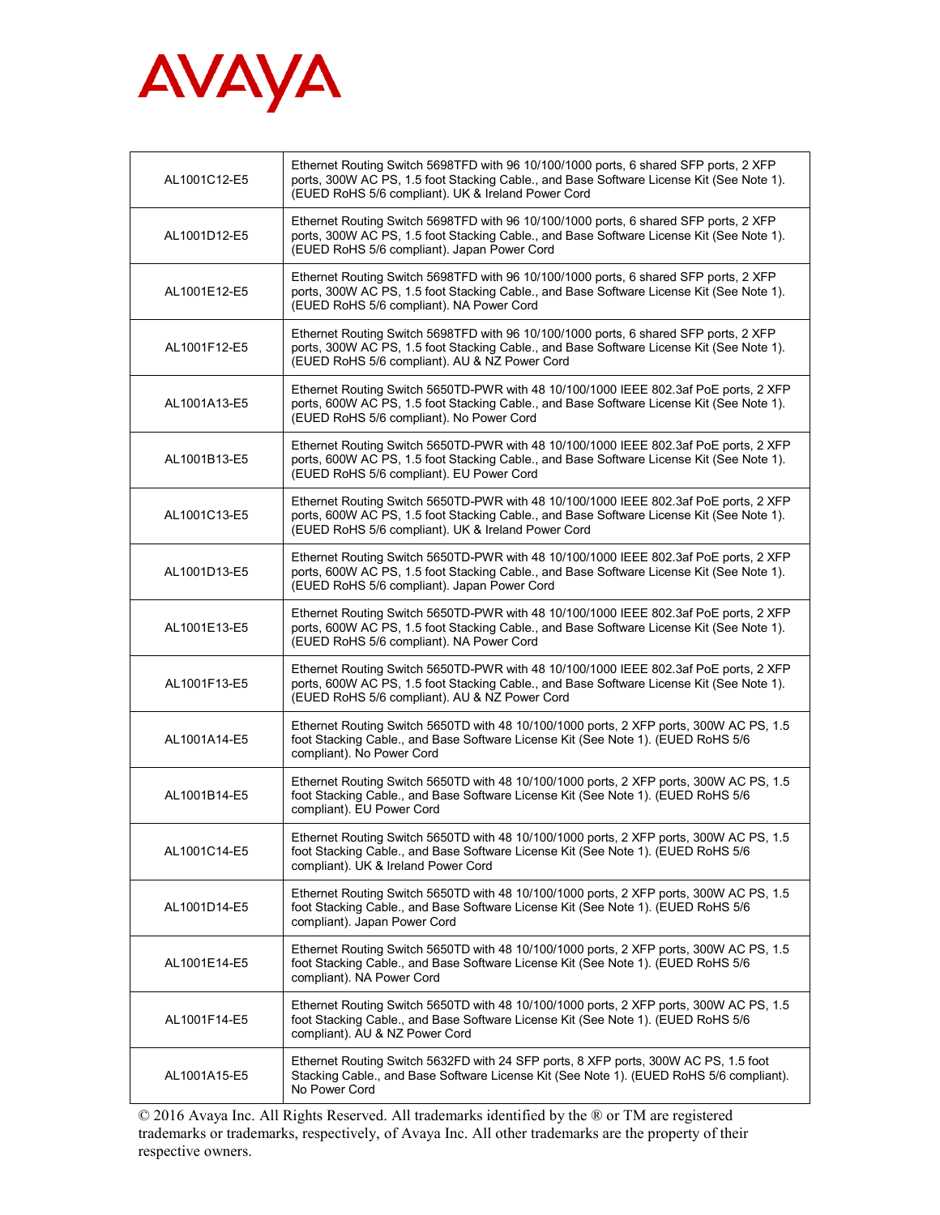| | |
|---|---|
| AL1001C12-E5 | Ethernet Routing Switch 5698TFD with 96 10/100/1000 ports, 6 shared SFP ports, 2 XFP ports, 300W AC PS, 1.5 foot Stacking Cable., and Base Software License Kit (See Note 1). (EUED RoHS 5/6 compliant). UK & Ireland Power Cord |
| AL1001D12-E5 | Ethernet Routing Switch 5698TFD with 96 10/100/1000 ports, 6 shared SFP ports, 2 XFP ports, 300W AC PS, 1.5 foot Stacking Cable., and Base Software License Kit (See Note 1). (EUED RoHS 5/6 compliant). Japan Power Cord |
| AL1001E12-E5 | Ethernet Routing Switch 5698TFD with 96 10/100/1000 ports, 6 shared SFP ports, 2 XFP ports, 300W AC PS, 1.5 foot Stacking Cable., and Base Software License Kit (See Note 1). (EUED RoHS 5/6 compliant). NA Power Cord |
| AL1001F12-E5 | Ethernet Routing Switch 5698TFD with 96 10/100/1000 ports, 6 shared SFP ports, 2 XFP ports, 300W AC PS, 1.5 foot Stacking Cable., and Base Software License Kit (See Note 1). (EUED RoHS 5/6 compliant). AU & NZ Power Cord |
| AL1001A13-E5 | Ethernet Routing Switch 5650TD-PWR with 48 10/100/1000 IEEE 802.3af PoE ports, 2 XFP ports, 600W AC PS, 1.5 foot Stacking Cable., and Base Software License Kit (See Note 1). (EUED RoHS 5/6 compliant). No Power Cord |
| AL1001B13-E5 | Ethernet Routing Switch 5650TD-PWR with 48 10/100/1000 IEEE 802.3af PoE ports, 2 XFP ports, 600W AC PS, 1.5 foot Stacking Cable., and Base Software License Kit (See Note 1). (EUED RoHS 5/6 compliant). EU Power Cord |
| AL1001C13-E5 | Ethernet Routing Switch 5650TD-PWR with 48 10/100/1000 IEEE 802.3af PoE ports, 2 XFP ports, 600W AC PS, 1.5 foot Stacking Cable., and Base Software License Kit (See Note 1). (EUED RoHS 5/6 compliant). UK & Ireland Power Cord |
| AL1001D13-E5 | Ethernet Routing Switch 5650TD-PWR with 48 10/100/1000 IEEE 802.3af PoE ports, 2 XFP ports, 600W AC PS, 1.5 foot Stacking Cable., and Base Software License Kit (See Note 1). (EUED RoHS 5/6 compliant). Japan Power Cord |
| AL1001E13-E5 | Ethernet Routing Switch 5650TD-PWR with 48 10/100/1000 IEEE 802.3af PoE ports, 2 XFP ports, 600W AC PS, 1.5 foot Stacking Cable., and Base Software License Kit (See Note 1). (EUED RoHS 5/6 compliant). NA Power Cord |
| AL1001F13-E5 | Ethernet Routing Switch 5650TD-PWR with 48 10/100/1000 IEEE 802.3af PoE ports, 2 XFP ports, 600W AC PS, 1.5 foot Stacking Cable., and Base Software License Kit (See Note 1). (EUED RoHS 5/6 compliant). AU & NZ Power Cord |
| AL1001A14-E5 | Ethernet Routing Switch 5650TD with 48 10/100/1000 ports, 2 XFP ports, 300W AC PS, 1.5 foot Stacking Cable., and Base Software License Kit (See Note 1). (EUED RoHS 5/6 compliant). No Power Cord |
| AL1001B14-E5 | Ethernet Routing Switch 5650TD with 48 10/100/1000 ports, 2 XFP ports, 300W AC PS, 1.5 foot Stacking Cable., and Base Software License Kit (See Note 1). (EUED RoHS 5/6 compliant). EU Power Cord |
| AL1001C14-E5 | Ethernet Routing Switch 5650TD with 48 10/100/1000 ports, 2 XFP ports, 300W AC PS, 1.5 foot Stacking Cable., and Base Software License Kit (See Note 1). (EUED RoHS 5/6 compliant). UK & Ireland Power Cord |
| AL1001D14-E5 | Ethernet Routing Switch 5650TD with 48 10/100/1000 ports, 2 XFP ports, 300W AC PS, 1.5 foot Stacking Cable., and Base Software License Kit (See Note 1). (EUED RoHS 5/6 compliant). Japan Power Cord |
| AL1001E14-E5 | Ethernet Routing Switch 5650TD with 48 10/100/1000 ports, 2 XFP ports, 300W AC PS, 1.5 foot Stacking Cable., and Base Software License Kit (See Note 1). (EUED RoHS 5/6 compliant). NA Power Cord |
| AL1001F14-E5 | Ethernet Routing Switch 5650TD with 48 10/100/1000 ports, 2 XFP ports, 300W AC PS, 1.5 foot Stacking Cable., and Base Software License Kit (See Note 1). (EUED RoHS 5/6 compliant). AU & NZ Power Cord |
| AL1001A15-E5 | Ethernet Routing Switch 5632FD with 24 SFP ports, 8 XFP ports, 300W AC PS, 1.5 foot Stacking Cable., and Base Software License Kit (See Note 1). (EUED RoHS 5/6 compliant). No Power Cord |

© 2016 Avaya Inc. All Rights Reserved. All trademarks identified by the ® or TM are registered trademarks or trademarks, respectively, of Avaya Inc. All other trademarks are the property of their respective owners.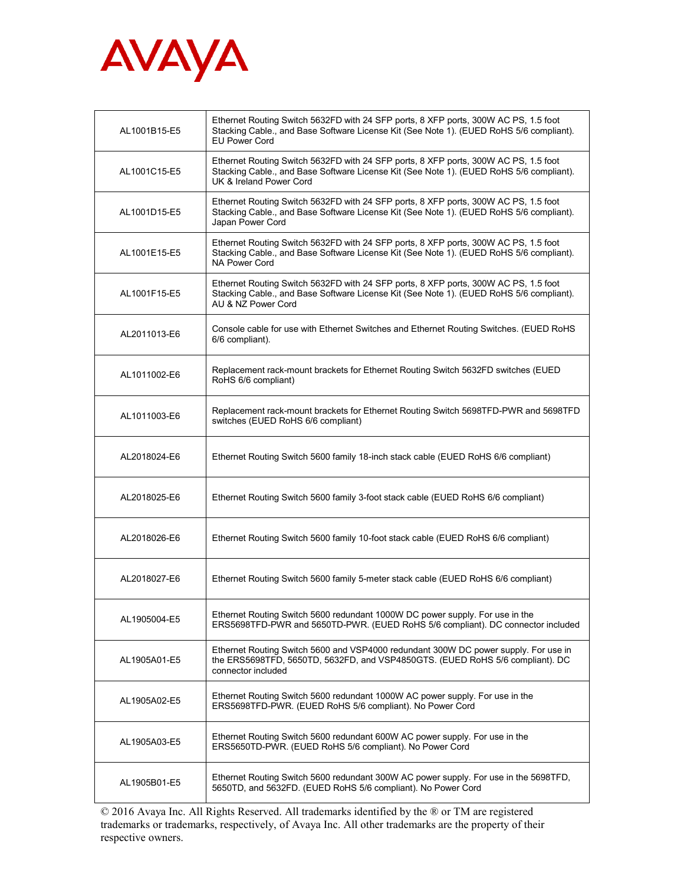| | |
|---|---|
| AL1001B15-E5 | Ethernet Routing Switch 5632FD with 24 SFP ports, 8 XFP ports, 300W AC PS, 1.5 foot Stacking Cable., and Base Software License Kit (See Note 1). (EUED RoHS 5/6 compliant). EU Power Cord |
| AL1001C15-E5 | Ethernet Routing Switch 5632FD with 24 SFP ports, 8 XFP ports, 300W AC PS, 1.5 foot Stacking Cable., and Base Software License Kit (See Note 1). (EUED RoHS 5/6 compliant). UK & Ireland Power Cord |
| AL1001D15-E5 | Ethernet Routing Switch 5632FD with 24 SFP ports, 8 XFP ports, 300W AC PS, 1.5 foot Stacking Cable., and Base Software License Kit (See Note 1). (EUED RoHS 5/6 compliant). Japan Power Cord |
| AL1001E15-E5 | Ethernet Routing Switch 5632FD with 24 SFP ports, 8 XFP ports, 300W AC PS, 1.5 foot Stacking Cable., and Base Software License Kit (See Note 1). (EUED RoHS 5/6 compliant). NA Power Cord |
| AL1001F15-E5 | Ethernet Routing Switch 5632FD with 24 SFP ports, 8 XFP ports, 300W AC PS, 1.5 foot Stacking Cable., and Base Software License Kit (See Note 1). (EUED RoHS 5/6 compliant). AU & NZ Power Cord |
| AL2011013-E6 | Console cable for use with Ethernet Switches and Ethernet Routing Switches. (EUED RoHS 6/6 compliant). |
| AL1011002-E6 | Replacement rack-mount brackets for Ethernet Routing Switch 5632FD switches (EUED RoHS 6/6 compliant) |
| AL1011003-E6 | Replacement rack-mount brackets for Ethernet Routing Switch 5698TFD-PWR and 5698TFD switches (EUED RoHS 6/6 compliant) |
| AL2018024-E6 | Ethernet Routing Switch 5600 family 18-inch stack cable (EUED RoHS 6/6 compliant) |
| AL2018025-E6 | Ethernet Routing Switch 5600 family 3-foot stack cable (EUED RoHS 6/6 compliant) |
| AL2018026-E6 | Ethernet Routing Switch 5600 family 10-foot stack cable (EUED RoHS 6/6 compliant) |
| AL2018027-E6 | Ethernet Routing Switch 5600 family 5-meter stack cable (EUED RoHS 6/6 compliant) |
| AL1905004-E5 | Ethernet Routing Switch 5600 redundant 1000W DC power supply. For use in the ERS5698TFD-PWR and 5650TD-PWR. (EUED RoHS 5/6 compliant). DC connector included |
| AL1905A01-E5 | Ethernet Routing Switch 5600 and VSP4000 redundant 300W DC power supply. For use in the ERS5698TFD, 5650TD, 5632FD, and VSP4850GTS. (EUED RoHS 5/6 compliant). DC connector included |
| AL1905A02-E5 | Ethernet Routing Switch 5600 redundant 1000W AC power supply. For use in the ERS5698TFD-PWR. (EUED RoHS 5/6 compliant). No Power Cord |
| AL1905A03-E5 | Ethernet Routing Switch 5600 redundant 600W AC power supply. For use in the ERS5650TD-PWR. (EUED RoHS 5/6 compliant). No Power Cord |
| AL1905B01-E5 | Ethernet Routing Switch 5600 redundant 300W AC power supply. For use in the 5698TFD, 5650TD, and 5632FD. (EUED RoHS 5/6 compliant). No Power Cord |

© 2016 Avaya Inc. All Rights Reserved. All trademarks identified by the ® or TM are registered trademarks or trademarks, respectively, of Avaya Inc. All other trademarks are the property of their respective owners.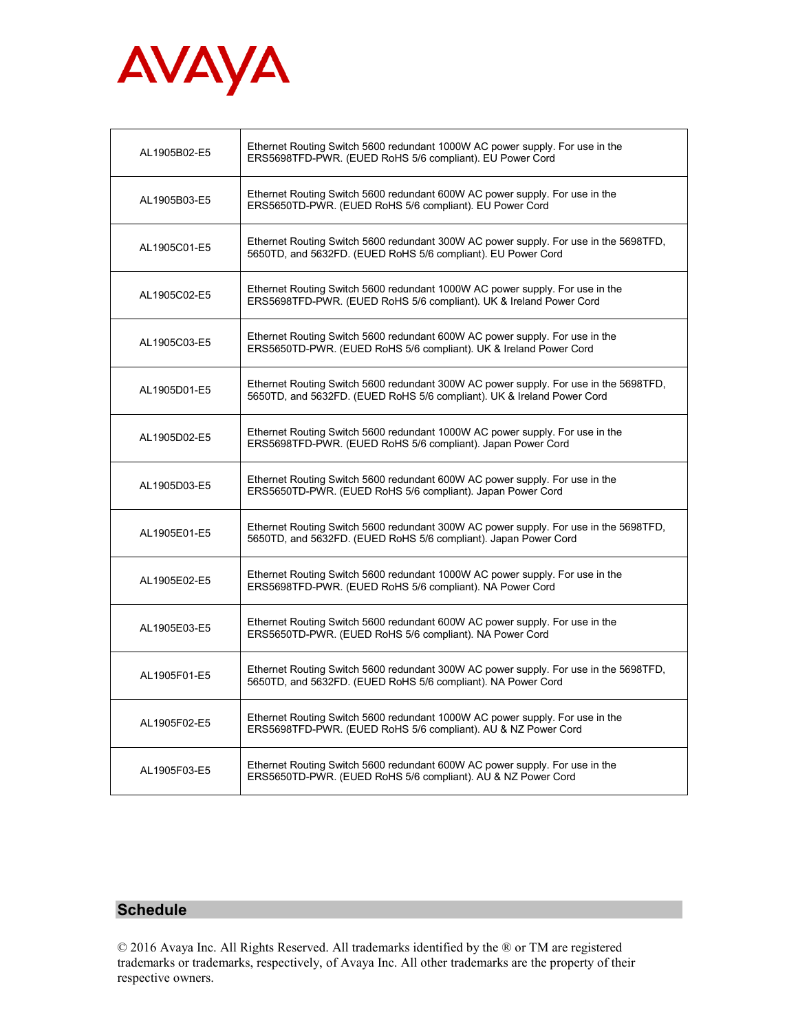| | |
|---|---|
| AL1905B02-E5 | Ethernet Routing Switch 5600 redundant 1000W AC power supply. For use in the ERS5698TFD-PWR. (EUED RoHS 5/6 compliant). EU Power Cord |
| AL1905B03-E5 | Ethernet Routing Switch 5600 redundant 600W AC power supply. For use in the ERS5650TD-PWR. (EUED RoHS 5/6 compliant). EU Power Cord |
| AL1905C01-E5 | Ethernet Routing Switch 5600 redundant 300W AC power supply. For use in the 5698TFD, 5650TD, and 5632FD. (EUED RoHS 5/6 compliant). EU Power Cord |
| AL1905C02-E5 | Ethernet Routing Switch 5600 redundant 1000W AC power supply. For use in the ERS5698TFD-PWR. (EUED RoHS 5/6 compliant). UK & Ireland Power Cord |
| AL1905C03-E5 | Ethernet Routing Switch 5600 redundant 600W AC power supply. For use in the ERS5650TD-PWR. (EUED RoHS 5/6 compliant). UK & Ireland Power Cord |
| AL1905D01-E5 | Ethernet Routing Switch 5600 redundant 300W AC power supply. For use in the 5698TFD, 5650TD, and 5632FD. (EUED RoHS 5/6 compliant). UK & Ireland Power Cord |
| AL1905D02-E5 | Ethernet Routing Switch 5600 redundant 1000W AC power supply. For use in the ERS5698TFD-PWR. (EUED RoHS 5/6 compliant). Japan Power Cord |
| AL1905D03-E5 | Ethernet Routing Switch 5600 redundant 600W AC power supply. For use in the ERS5650TD-PWR. (EUED RoHS 5/6 compliant). Japan Power Cord |
| AL1905E01-E5 | Ethernet Routing Switch 5600 redundant 300W AC power supply. For use in the 5698TFD, 5650TD, and 5632FD. (EUED RoHS 5/6 compliant). Japan Power Cord |
| AL1905E02-E5 | Ethernet Routing Switch 5600 redundant 1000W AC power supply. For use in the ERS5698TFD-PWR. (EUED RoHS 5/6 compliant). NA Power Cord |
| AL1905E03-E5 | Ethernet Routing Switch 5600 redundant 600W AC power supply. For use in the ERS5650TD-PWR. (EUED RoHS 5/6 compliant). NA Power Cord |
| AL1905F01-E5 | Ethernet Routing Switch 5600 redundant 300W AC power supply. For use in the 5698TFD, 5650TD, and 5632FD. (EUED RoHS 5/6 compliant). NA Power Cord |
| AL1905F02-E5 | Ethernet Routing Switch 5600 redundant 1000W AC power supply. For use in the ERS5698TFD-PWR. (EUED RoHS 5/6 compliant). AU & NZ Power Cord |
| AL1905F03-E5 | Ethernet Routing Switch 5600 redundant 600W AC power supply. For use in the ERS5650TD-PWR. (EUED RoHS 5/6 compliant). AU & NZ Power Cord |

## Schedule

© 2016 Avaya Inc. All Rights Reserved. All trademarks identified by the ® or TM are registered trademarks or trademarks, respectively, of Avaya Inc. All other trademarks are the property of their respective owners.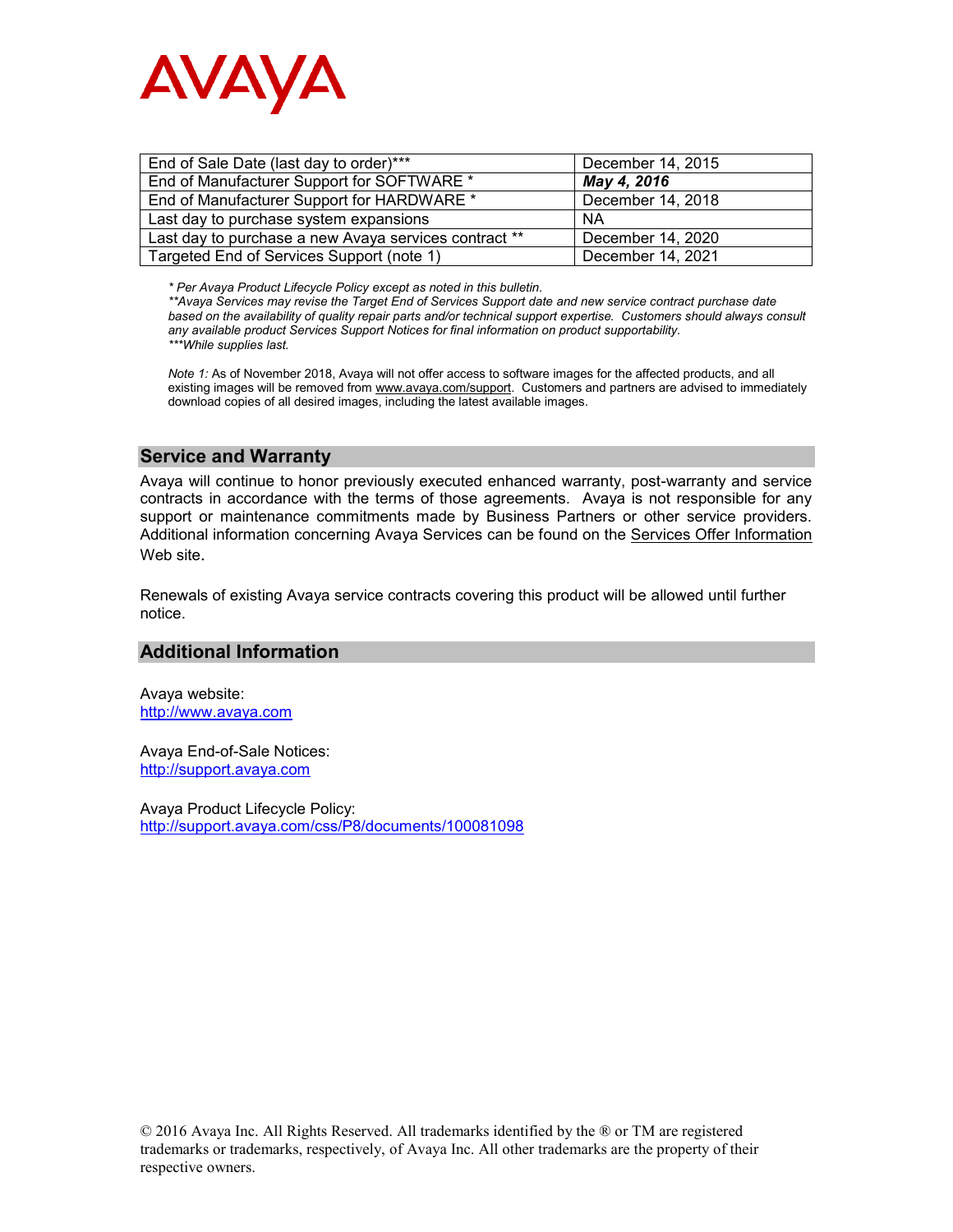| | |
|---|---|
| End of Sale Date (last day to order)*** | December 14, 2015 |
| End of Manufacturer Support for SOFTWARE * | ***May 4, 2016*** |
| End of Manufacturer Support for HARDWARE * | December 14, 2018 |
| Last day to purchase system expansions | NA |
| Last day to purchase a new Avaya services contract ** | December 14, 2020 |
| Targeted End of Services Support (note 1) | December 14, 2021 |

*\* Per Avaya Product Lifecycle Policy except as noted in this bulletin.*
*\*\*Avaya Services may revise the Target End of Services Support date and new service contract purchase date based on the availability of quality repair parts and/or technical support expertise. Customers should always consult any available product Services Support Notices for final information on product supportability.*
*\*\*\*While supplies last.*

*Note 1:* As of November 2018, Avaya will not offer access to software images for the affected products, and all existing images will be removed from www.avaya.com/support. Customers and partners are advised to immediately download copies of all desired images, including the latest available images.

## Service and Warranty

Avaya will continue to honor previously executed enhanced warranty, post-warranty and service contracts in accordance with the terms of those agreements. Avaya is not responsible for any support or maintenance commitments made by Business Partners or other service providers. Additional information concerning Avaya Services can be found on the Services Offer Information Web site.

Renewals of existing Avaya service contracts covering this product will be allowed until further notice.

## Additional Information

Avaya website:
http://www.avaya.com

Avaya End-of-Sale Notices:
http://support.avaya.com

Avaya Product Lifecycle Policy:
http://support.avaya.com/css/P8/documents/100081098

© 2016 Avaya Inc. All Rights Reserved. All trademarks identified by the ® or TM are registered trademarks or trademarks, respectively, of Avaya Inc. All other trademarks are the property of their respective owners.